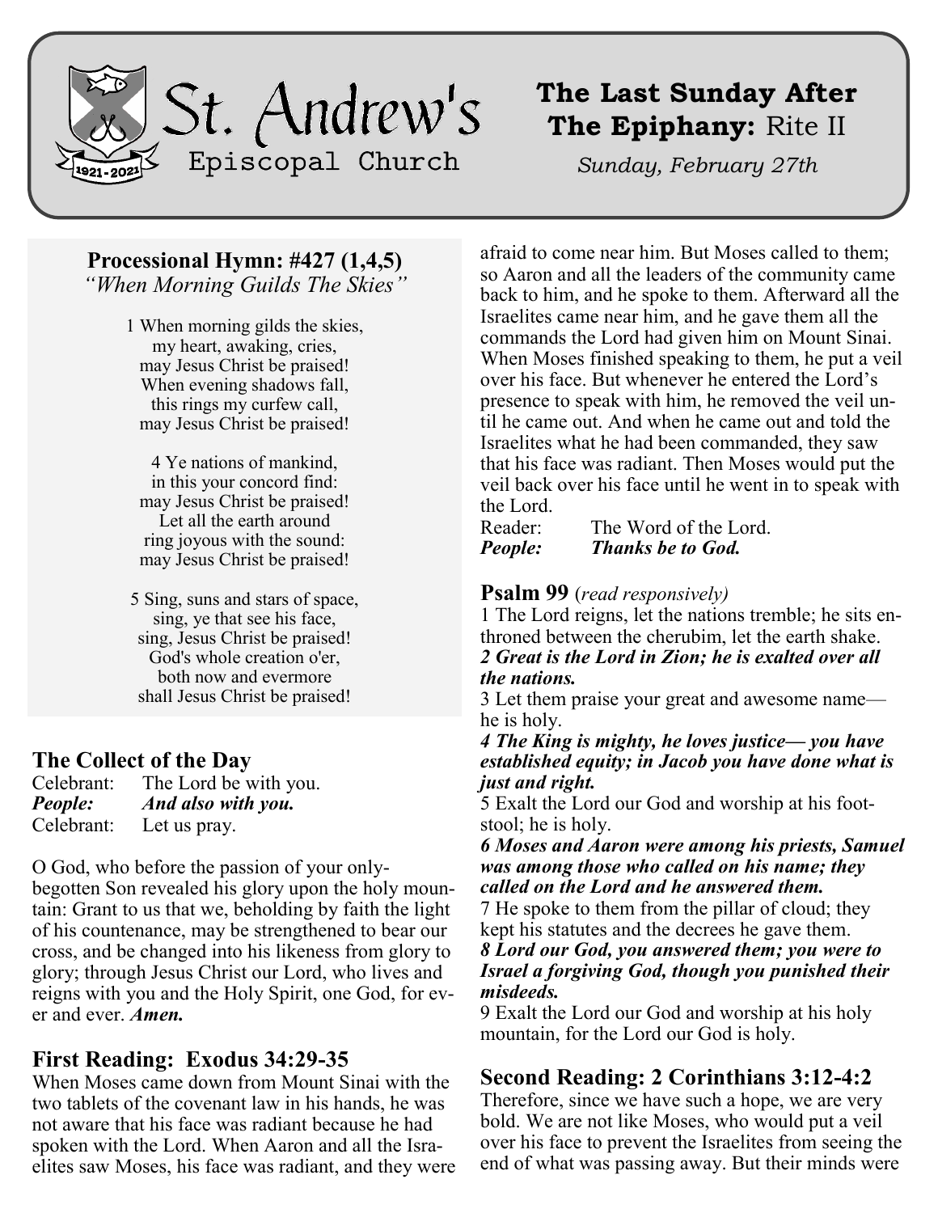# St. Andrew's Episcopal Church

1921-2021

## The Last Sunday After The Epiphany: Rite II

*Sunday, February 27th*

### Processional Hymn: #427 (1,4,5)

*"When Morning Guilds The Skies"*

1 When morning gilds the skies,
my heart, awaking, cries,
may Jesus Christ be praised!
When evening shadows fall,
this rings my curfew call,
may Jesus Christ be praised!

4 Ye nations of mankind,
in this your concord find:
may Jesus Christ be praised!
Let all the earth around
ring joyous with the sound:
may Jesus Christ be praised!

5 Sing, suns and stars of space,
sing, ye that see his face,
sing, Jesus Christ be praised!
God's whole creation o'er,
both now and evermore
shall Jesus Christ be praised!

### The Collect of the Day

Celebrant: The Lord be with you.
***People: And also with you.***
Celebrant: Let us pray.

O God, who before the passion of your only-begotten Son revealed his glory upon the holy mountain: Grant to us that we, beholding by faith the light of his countenance, may be strengthened to bear our cross, and be changed into his likeness from glory to glory; through Jesus Christ our Lord, who lives and reigns with you and the Holy Spirit, one God, for ever and ever. ***Amen.***

### First Reading: Exodus 34:29-35

When Moses came down from Mount Sinai with the two tablets of the covenant law in his hands, he was not aware that his face was radiant because he had spoken with the Lord. When Aaron and all the Israelites saw Moses, his face was radiant, and they were afraid to come near him. But Moses called to them; so Aaron and all the leaders of the community came back to him, and he spoke to them. Afterward all the Israelites came near him, and he gave them all the commands the Lord had given him on Mount Sinai. When Moses finished speaking to them, he put a veil over his face. But whenever he entered the Lord's presence to speak with him, he removed the veil until he came out. And when he came out and told the Israelites what he had been commanded, they saw that his face was radiant. Then Moses would put the veil back over his face until he went in to speak with the Lord.

Reader: The Word of the Lord.
***People: Thanks be to God.***

### Psalm 99 (*read responsively*)

1 The Lord reigns, let the nations tremble; he sits enthroned between the cherubim, let the earth shake.
***2 Great is the Lord in Zion; he is exalted over all the nations.***
3 Let them praise your great and awesome name—he is holy.
***4 The King is mighty, he loves justice— you have established equity; in Jacob you have done what is just and right.***
5 Exalt the Lord our God and worship at his footstool; he is holy.
***6 Moses and Aaron were among his priests, Samuel was among those who called on his name; they called on the Lord and he answered them.***
7 He spoke to them from the pillar of cloud; they kept his statutes and the decrees he gave them.
***8 Lord our God, you answered them; you were to Israel a forgiving God, though you punished their misdeeds.***
9 Exalt the Lord our God and worship at his holy mountain, for the Lord our God is holy.

### Second Reading: 2 Corinthians 3:12-4:2

Therefore, since we have such a hope, we are very bold. We are not like Moses, who would put a veil over his face to prevent the Israelites from seeing the end of what was passing away. But their minds were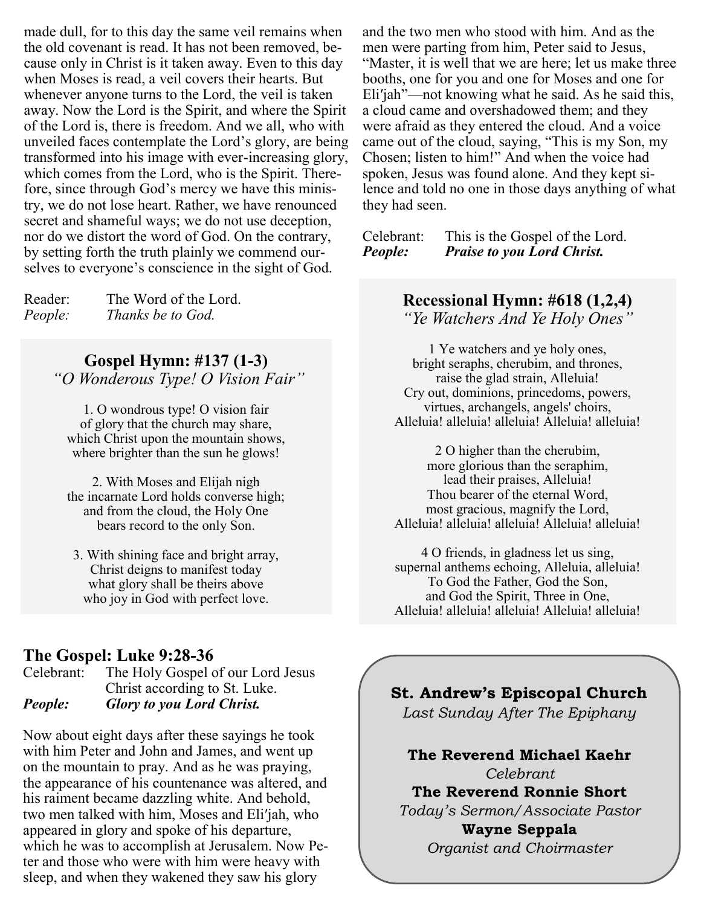made dull, for to this day the same veil remains when the old covenant is read. It has not been removed, because only in Christ is it taken away. Even to this day when Moses is read, a veil covers their hearts. But whenever anyone turns to the Lord, the veil is taken away. Now the Lord is the Spirit, and where the Spirit of the Lord is, there is freedom. And we all, who with unveiled faces contemplate the Lord's glory, are being transformed into his image with ever-increasing glory, which comes from the Lord, who is the Spirit. Therefore, since through God's mercy we have this ministry, we do not lose heart. Rather, we have renounced secret and shameful ways; we do not use deception, nor do we distort the word of God. On the contrary, by setting forth the truth plainly we commend ourselves to everyone's conscience in the sight of God.

Reader: The Word of the Lord.
*People: Thanks be to God.*

## Gospel Hymn: #137 (1-3)
*"O Wonderous Type! O Vision Fair"*

1. O wondrous type! O vision fair
of glory that the church may share,
which Christ upon the mountain shows,
where brighter than the sun he glows!

2. With Moses and Elijah nigh
the incarnate Lord holds converse high;
and from the cloud, the Holy One
bears record to the only Son.

3. With shining face and bright array,
Christ deigns to manifest today
what glory shall be theirs above
who joy in God with perfect love.

## The Gospel: Luke 9:28-36

Celebrant: The Holy Gospel of our Lord Jesus Christ according to St. Luke.
***People: Glory to you Lord Christ.***

Now about eight days after these sayings he took with him Peter and John and James, and went up on the mountain to pray. And as he was praying, the appearance of his countenance was altered, and his raiment became dazzling white. And behold, two men talked with him, Moses and Eli′jah, who appeared in glory and spoke of his departure, which he was to accomplish at Jerusalem. Now Peter and those who were with him were heavy with sleep, and when they wakened they saw his glory and the two men who stood with him. And as the men were parting from him, Peter said to Jesus, "Master, it is well that we are here; let us make three booths, one for you and one for Moses and one for Eli′jah"—not knowing what he said. As he said this, a cloud came and overshadowed them; and they were afraid as they entered the cloud. And a voice came out of the cloud, saying, "This is my Son, my Chosen; listen to him!" And when the voice had spoken, Jesus was found alone. And they kept silence and told no one in those days anything of what they had seen.

Celebrant: This is the Gospel of the Lord.
***People: Praise to you Lord Christ.***

## Recessional Hymn: #618 (1,2,4)
*"Ye Watchers And Ye Holy Ones"*

1 Ye watchers and ye holy ones,
bright seraphs, cherubim, and thrones,
raise the glad strain, Alleluia!
Cry out, dominions, princedoms, powers,
virtues, archangels, angels' choirs,
Alleluia! alleluia! alleluia! Alleluia! alleluia!

2 O higher than the cherubim,
more glorious than the seraphim,
lead their praises, Alleluia!
Thou bearer of the eternal Word,
most gracious, magnify the Lord,
Alleluia! alleluia! alleluia! Alleluia! alleluia!

4 O friends, in gladness let us sing,
supernal anthems echoing, Alleluia, alleluia!
To God the Father, God the Son,
and God the Spirit, Three in One,
Alleluia! alleluia! alleluia! Alleluia! alleluia!

**St. Andrew's Episcopal Church**
*Last Sunday After The Epiphany*

**The Reverend Michael Kaehr**
*Celebrant*
**The Reverend Ronnie Short**
*Today's Sermon/Associate Pastor*
**Wayne Seppala**
*Organist and Choirmaster*